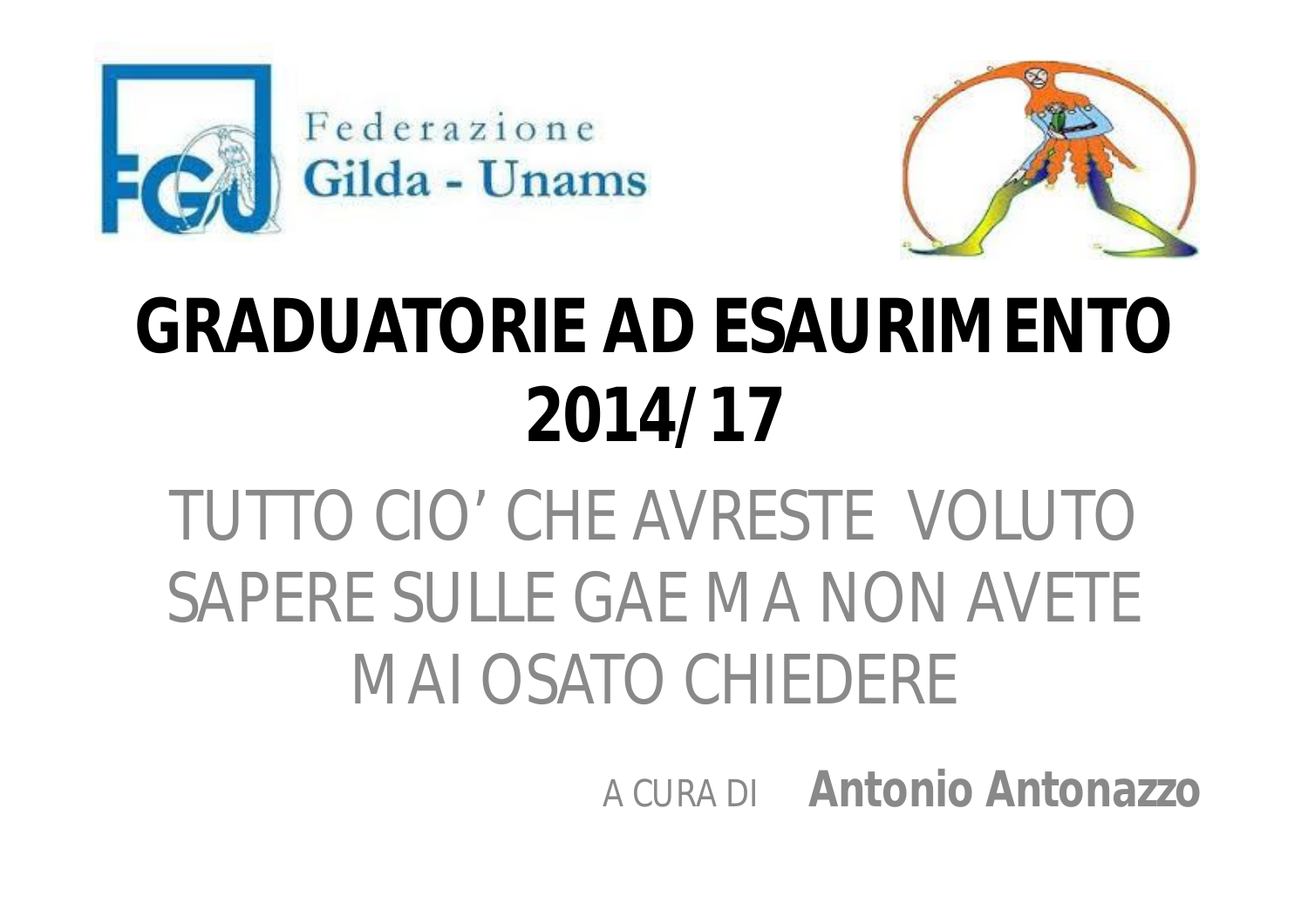Federazione
Gilda - Unams

# GRADUATORIE AD ESAURIMENTO 2014/17

## TUTTO CIO' CHE AVRESTE VOLUTO SAPERE SULLE GAE MA NON AVETE MAI OSATO CHIEDERE

A CURA DI **Antonio Antonazzo**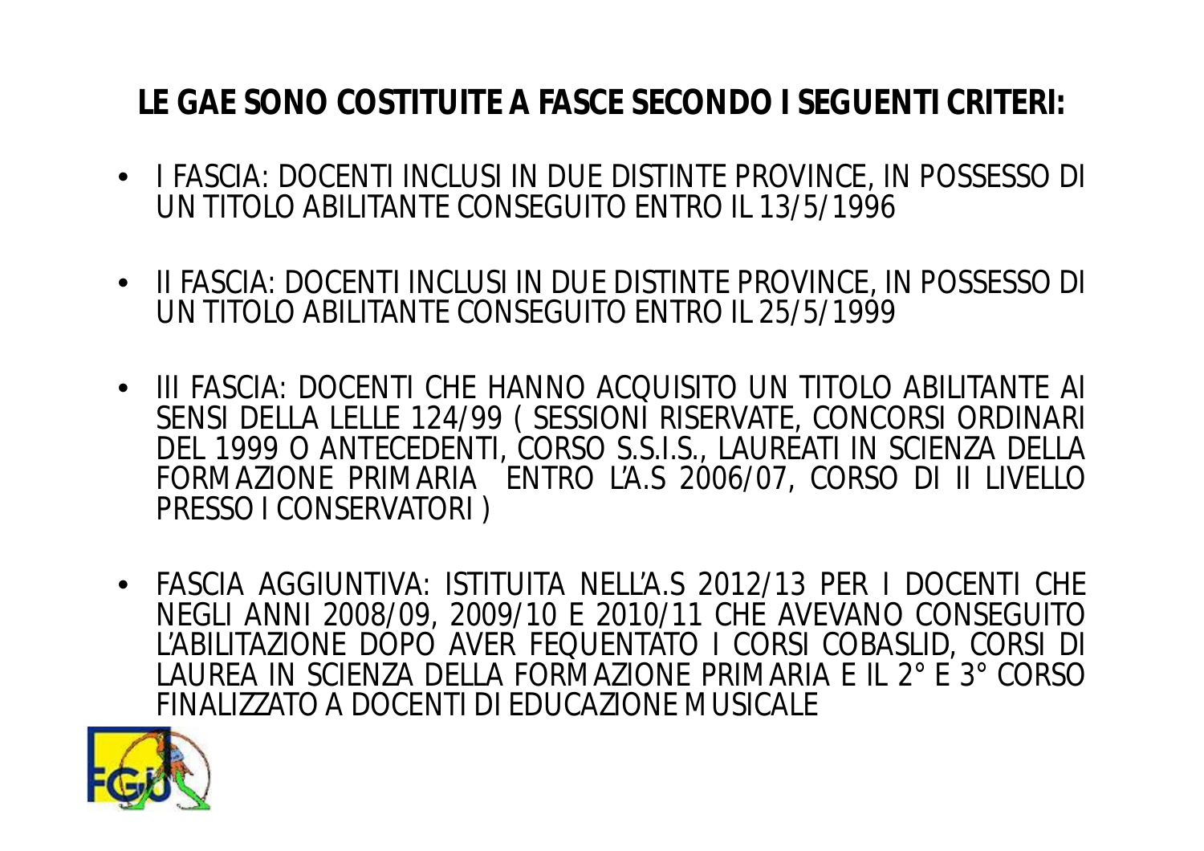## LE GAE SONO COSTITUITE A FASCE SECONDO I SEGUENTI CRITERI:

- I FASCIA: DOCENTI INCLUSI IN DUE DISTINTE PROVINCE, IN POSSESSO DI UN TITOLO ABILITANTE CONSEGUITO ENTRO IL 13/5/1996

- II FASCIA: DOCENTI INCLUSI IN DUE DISTINTE PROVINCE, IN POSSESSO DI UN TITOLO ABILITANTE CONSEGUITO ENTRO IL 25/5/1999

- III FASCIA: DOCENTI CHE HANNO ACQUISITO UN TITOLO ABILITANTE AI SENSI DELLA LELLE 124/99 ( SESSIONI RISERVATE, CONCORSI ORDINARI DEL 1999 O ANTECEDENTI, CORSO S.S.I.S., LAUREATI IN SCIENZA DELLA FORMAZIONE PRIMARIA ENTRO L'A.S 2006/07, CORSO DI II LIVELLO PRESSO I CONSERVATORI )

- FASCIA AGGIUNTIVA: ISTITUITA NELL'A.S 2012/13 PER I DOCENTI CHE NEGLI ANNI 2008/09, 2009/10 E 2010/11 CHE AVEVANO CONSEGUITO L'ABILITAZIONE DOPO AVER FEQUENTATO I CORSI COBASLID, CORSI DI LAUREA IN SCIENZA DELLA FORMAZIONE PRIMARIA E IL 2° E 3° CORSO FINALIZZATO A DOCENTI DI EDUCAZIONE MUSICALE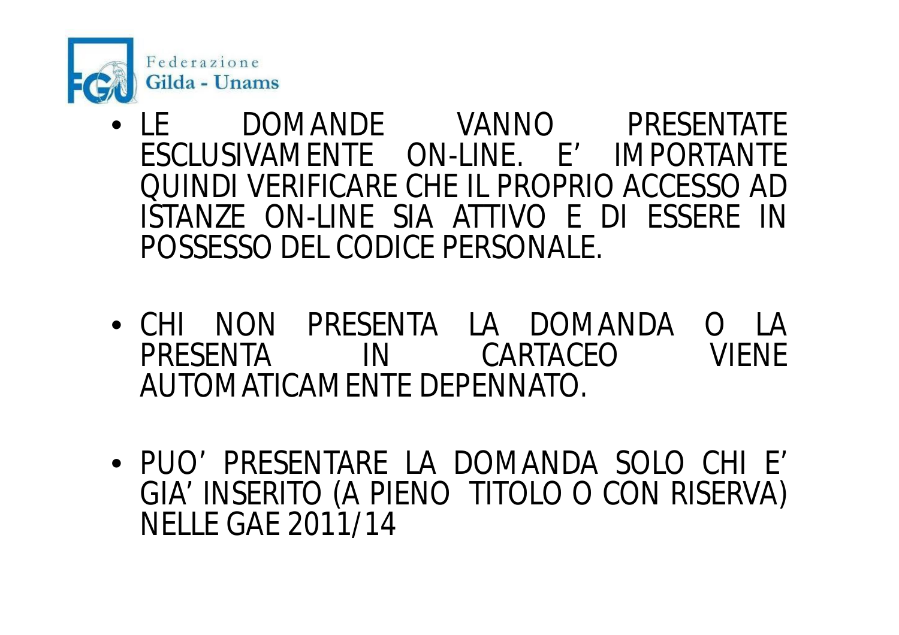- LE DOMANDE VANNO PRESENTATE ESCLUSIVAMENTE ON-LINE. E’ IMPORTANTE QUINDI VERIFICARE CHE IL PROPRIO ACCESSO AD ISTANZE ON-LINE SIA ATTIVO E DI ESSERE IN POSSESSO DEL CODICE PERSONALE.

- CHI NON PRESENTA LA DOMANDA O LA PRESENTA IN CARTACEO VIENE AUTOMATICAMENTE DEPENNATO.

- PUO’ PRESENTARE LA DOMANDA SOLO CHI E’ GIA’ INSERITO (A PIENO TITOLO O CON RISERVA) NELLE GAE 2011/14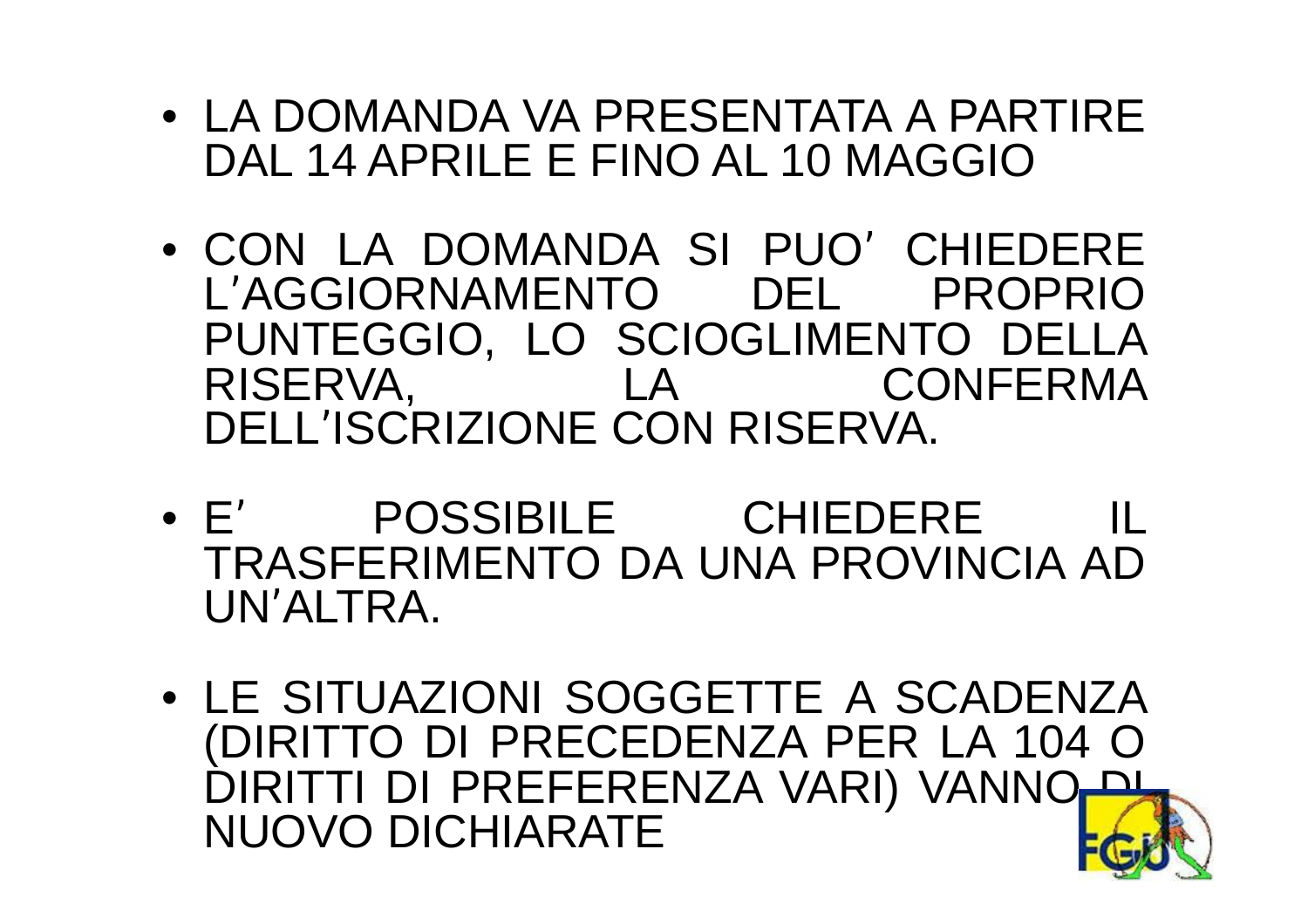- LA DOMANDA VA PRESENTATA A PARTIRE DAL 14 APRILE E FINO AL 10 MAGGIO
- CON LA DOMANDA SI PUO' CHIEDERE L'AGGIORNAMENTO DEL PROPRIO PUNTEGGIO, LO SCIOGLIMENTO DELLA RISERVA, LA CONFERMA DELL'ISCRIZIONE CON RISERVA.
- E' POSSIBILE CHIEDERE IL TRASFERIMENTO DA UNA PROVINCIA AD UN'ALTRA.
- LE SITUAZIONI SOGGETTE A SCADENZA (DIRITTO DI PRECEDENZA PER LA 104 O DIRITTI DI PREFERENZA VARI) VANNO DI NUOVO DICHIARATE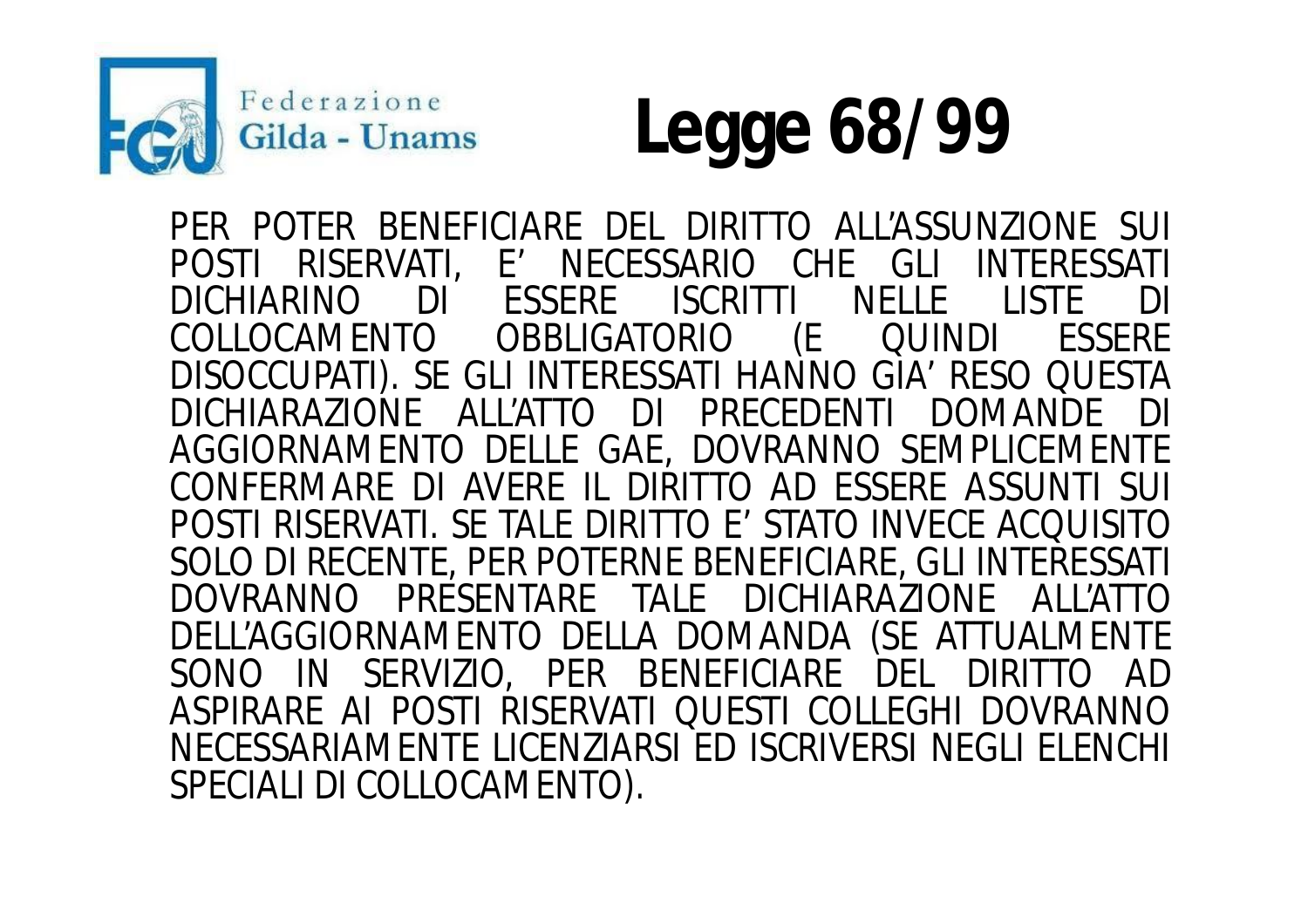# Legge 68/99

PER POTER BENEFICIARE DEL DIRITTO ALL'ASSUNZIONE SUI POSTI RISERVATI, E' NECESSARIO CHE GLI INTERESSATI DICHIARINO DI ESSERE ISCRITTI NELLE LISTE DI COLLOCAMENTO OBBLIGATORIO (E QUINDI ESSERE DISOCCUPATI). SE GLI INTERESSATI HANNO GIA' RESO QUESTA DICHIARAZIONE ALL'ATTO DI PRECEDENTI DOMANDE DI AGGIORNAMENTO DELLE GAE, DOVRANNO SEMPLICEMENTE CONFERMARE DI AVERE IL DIRITTO AD ESSERE ASSUNTI SUI POSTI RISERVATI. SE TALE DIRITTO E' STATO INVECE ACQUISITO SOLO DI RECENTE, PER POTERNE BENEFICIARE, GLI INTERESSATI DOVRANNO PRESENTARE TALE DICHIARAZIONE ALL'ATTO DELL'AGGIORNAMENTO DELLA DOMANDA (SE ATTUALMENTE SONO IN SERVIZIO, PER BENEFICIARE DEL DIRITTO AD ASPIRARE AI POSTI RISERVATI QUESTI COLLEGHI DOVRANNO NECESSARIAMENTE LICENZIARSI ED ISCRIVERSI NEGLI ELENCHI SPECIALI DI COLLOCAMENTO).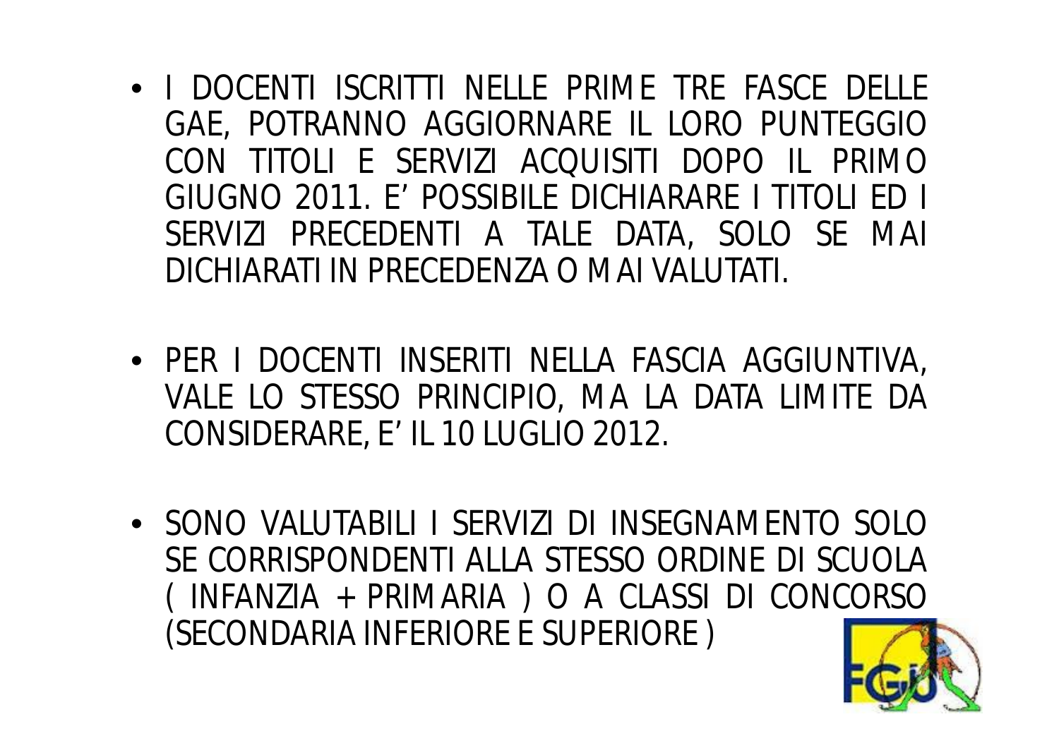- I DOCENTI ISCRITTI NELLE PRIME TRE FASCE DELLE GAE, POTRANNO AGGIORNARE IL LORO PUNTEGGIO CON TITOLI E SERVIZI ACQUISITI DOPO IL PRIMO GIUGNO 2011. E' POSSIBILE DICHIARARE I TITOLI ED I SERVIZI PRECEDENTI A TALE DATA, SOLO SE MAI DICHIARATI IN PRECEDENZA O MAI VALUTATI.

- PER I DOCENTI INSERITI NELLA FASCIA AGGIUNTIVA, VALE LO STESSO PRINCIPIO, MA LA DATA LIMITE DA CONSIDERARE, E' IL 10 LUGLIO 2012.

- SONO VALUTABILI I SERVIZI DI INSEGNAMENTO SOLO SE CORRISPONDENTI ALLA STESSO ORDINE DI SCUOLA ( INFANZIA + PRIMARIA ) O A CLASSI DI CONCORSO (SECONDARIA INFERIORE E SUPERIORE )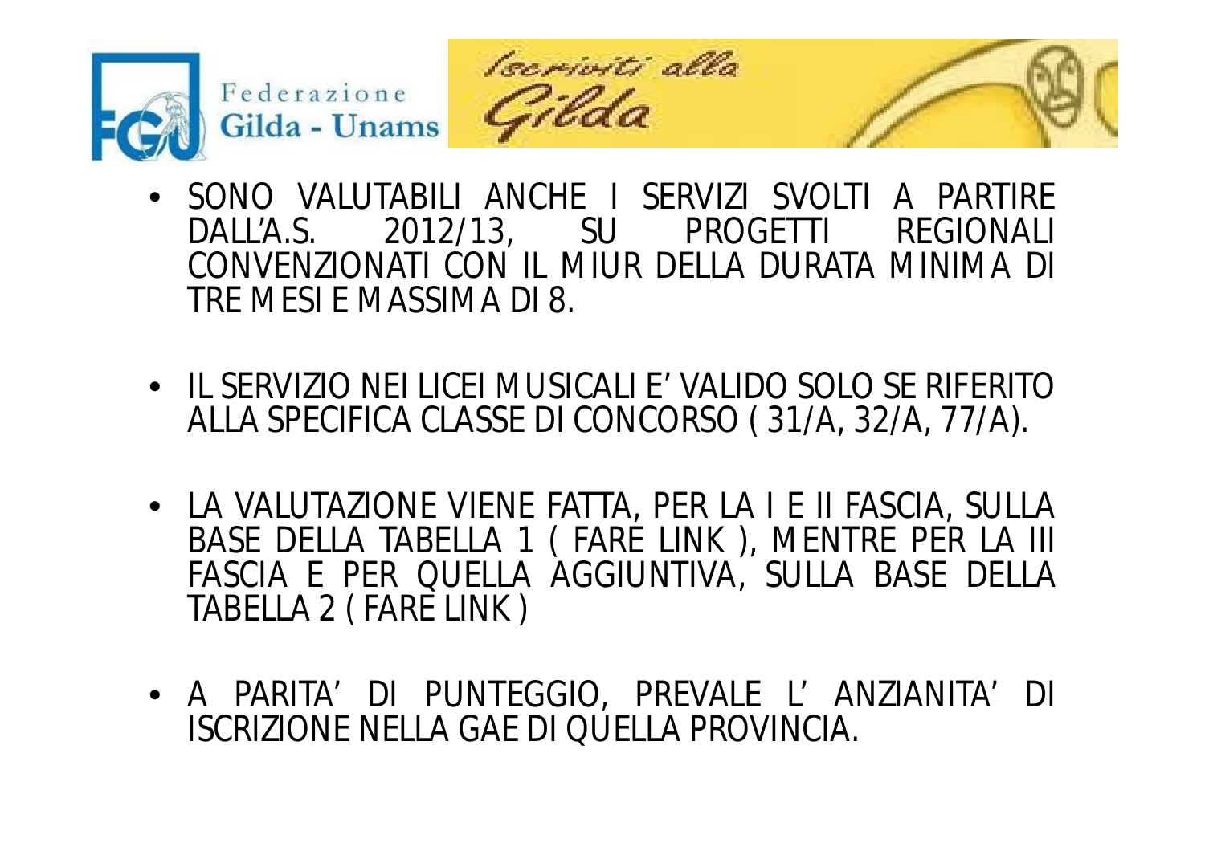- SONO VALUTABILI ANCHE I SERVIZI SVOLTI A PARTIRE DALL'A.S. 2012/13, SU PROGETTI REGIONALI CONVENZIONATI CON IL MIUR DELLA DURATA MINIMA DI TRE MESI E MASSIMA DI 8.

- IL SERVIZIO NEI LICEI MUSICALI E' VALIDO SOLO SE RIFERITO ALLA SPECIFICA CLASSE DI CONCORSO ( 31/A, 32/A, 77/A).

- LA VALUTAZIONE VIENE FATTA, PER LA I E II FASCIA, SULLA BASE DELLA TABELLA 1 ( FARE LINK ), MENTRE PER LA III FASCIA E PER QUELLA AGGIUNTIVA, SULLA BASE DELLA TABELLA 2 ( FARE LINK )

- A PARITA' DI PUNTEGGIO, PREVALE L' ANZIANITA' DI ISCRIZIONE NELLA GAE DI QUELLA PROVINCIA.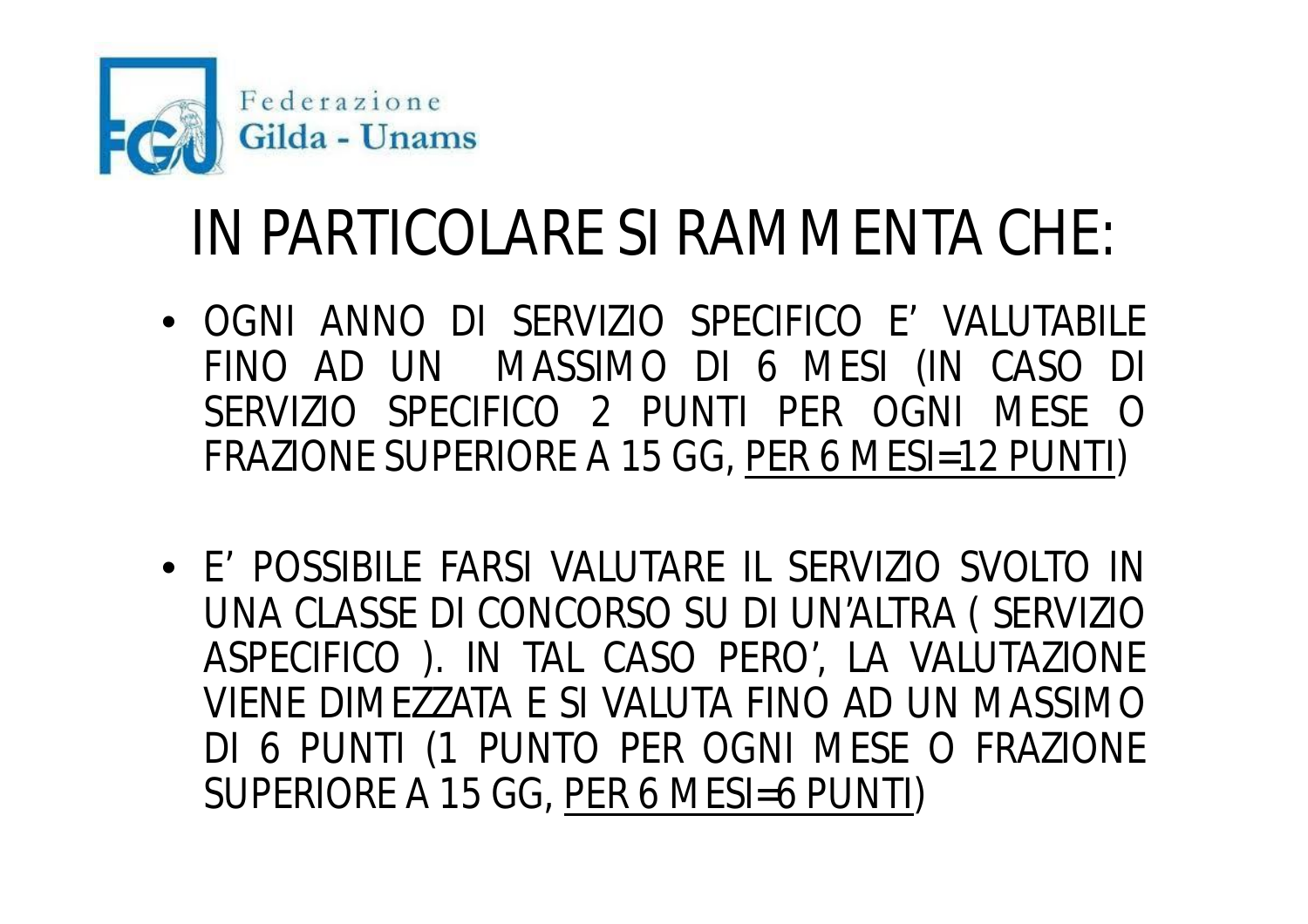Federazione
Gilda - Unams

# IN PARTICOLARE SI RAMMENTA CHE:

- OGNI ANNO DI SERVIZIO SPECIFICO E' VALUTABILE FINO AD UN MASSIMO DI 6 MESI (IN CASO DI SERVIZIO SPECIFICO 2 PUNTI PER OGNI MESE O FRAZIONE SUPERIORE A 15 GG, PER 6 MESI=12 PUNTI)

- E' POSSIBILE FARSI VALUTARE IL SERVIZIO SVOLTO IN UNA CLASSE DI CONCORSO SU DI UN'ALTRA ( SERVIZIO ASPECIFICO ). IN TAL CASO PERO', LA VALUTAZIONE VIENE DIMEZZATA E SI VALUTA FINO AD UN MASSIMO DI 6 PUNTI (1 PUNTO PER OGNI MESE O FRAZIONE SUPERIORE A 15 GG, PER 6 MESI=6 PUNTI)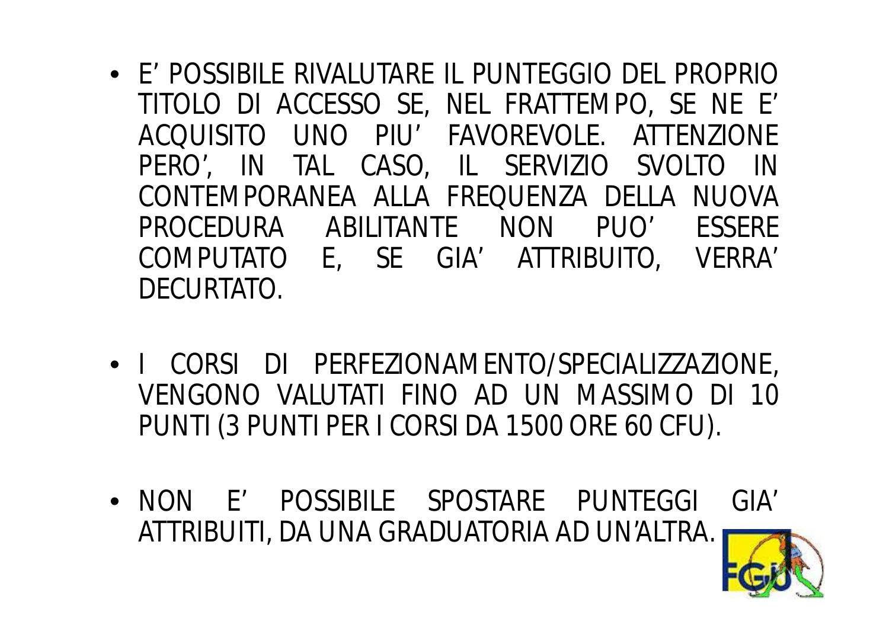- E' POSSIBILE RIVALUTARE IL PUNTEGGIO DEL PROPRIO TITOLO DI ACCESSO SE, NEL FRATTEMPO, SE NE E' ACQUISITO UNO PIU' FAVOREVOLE. ATTENZIONE PERO', IN TAL CASO, IL SERVIZIO SVOLTO IN CONTEMPORANEA ALLA FREQUENZA DELLA NUOVA PROCEDURA ABILITANTE NON PUO' ESSERE COMPUTATO E, SE GIA' ATTRIBUITO, VERRA' DECURTATO.

- I CORSI DI PERFEZIONAMENTO/SPECIALIZZAZIONE, VENGONO VALUTATI FINO AD UN MASSIMO DI 10 PUNTI (3 PUNTI PER I CORSI DA 1500 ORE 60 CFU).

- NON E' POSSIBILE SPOSTARE PUNTEGGI GIA' ATTRIBUITI, DA UNA GRADUATORIA AD UN'ALTRA.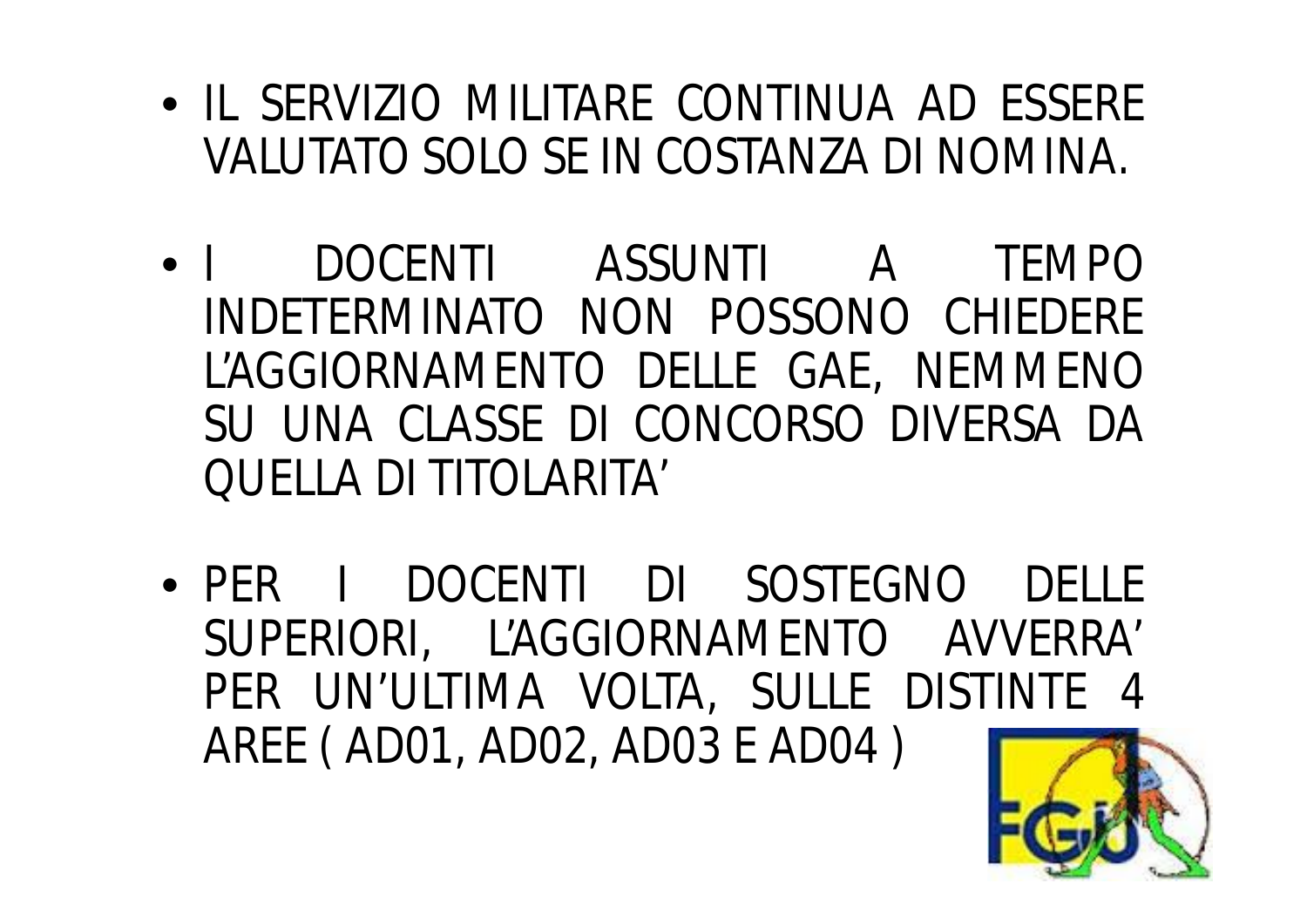- IL SERVIZIO MILITARE CONTINUA AD ESSERE VALUTATO SOLO SE IN COSTANZA DI NOMINA.

- I DOCENTI ASSUNTI A TEMPO INDETERMINATO NON POSSONO CHIEDERE L'AGGIORNAMENTO DELLE GAE, NEMMENO SU UNA CLASSE DI CONCORSO DIVERSA DA QUELLA DI TITOLARITA'

- PER I DOCENTI DI SOSTEGNO DELLE SUPERIORI, L'AGGIORNAMENTO AVVERRA' PER UN'ULTIMA VOLTA, SULLE DISTINTE 4 AREE ( AD01, AD02, AD03 E AD04 )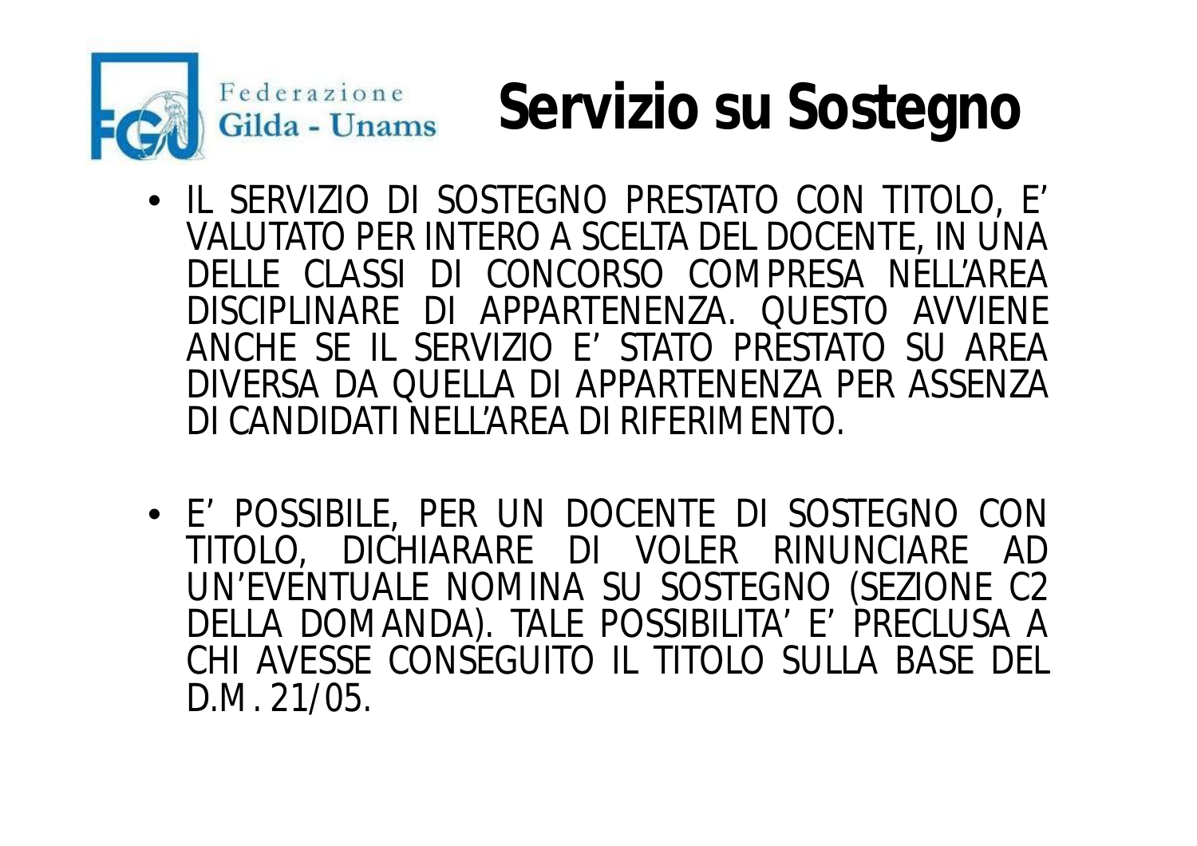# Servizio su Sostegno

- IL SERVIZIO DI SOSTEGNO PRESTATO CON TITOLO, E' VALUTATO PER INTERO A SCELTA DEL DOCENTE, IN UNA DELLE CLASSI DI CONCORSO COMPRESA NELL'AREA DISCIPLINARE DI APPARTENENZA. QUESTO AVVIENE ANCHE SE IL SERVIZIO E' STATO PRESTATO SU AREA DIVERSA DA QUELLA DI APPARTENENZA PER ASSENZA DI CANDIDATI NELL'AREA DI RIFERIMENTO.

- E' POSSIBILE, PER UN DOCENTE DI SOSTEGNO CON TITOLO, DICHIARARE DI VOLER RINUNCIARE AD UN'EVENTUALE NOMINA SU SOSTEGNO (SEZIONE C2 DELLA DOMANDA). TALE POSSIBILITA' E' PRECLUSA A CHI AVESSE CONSEGUITO IL TITOLO SULLA BASE DEL D.M. 21/05.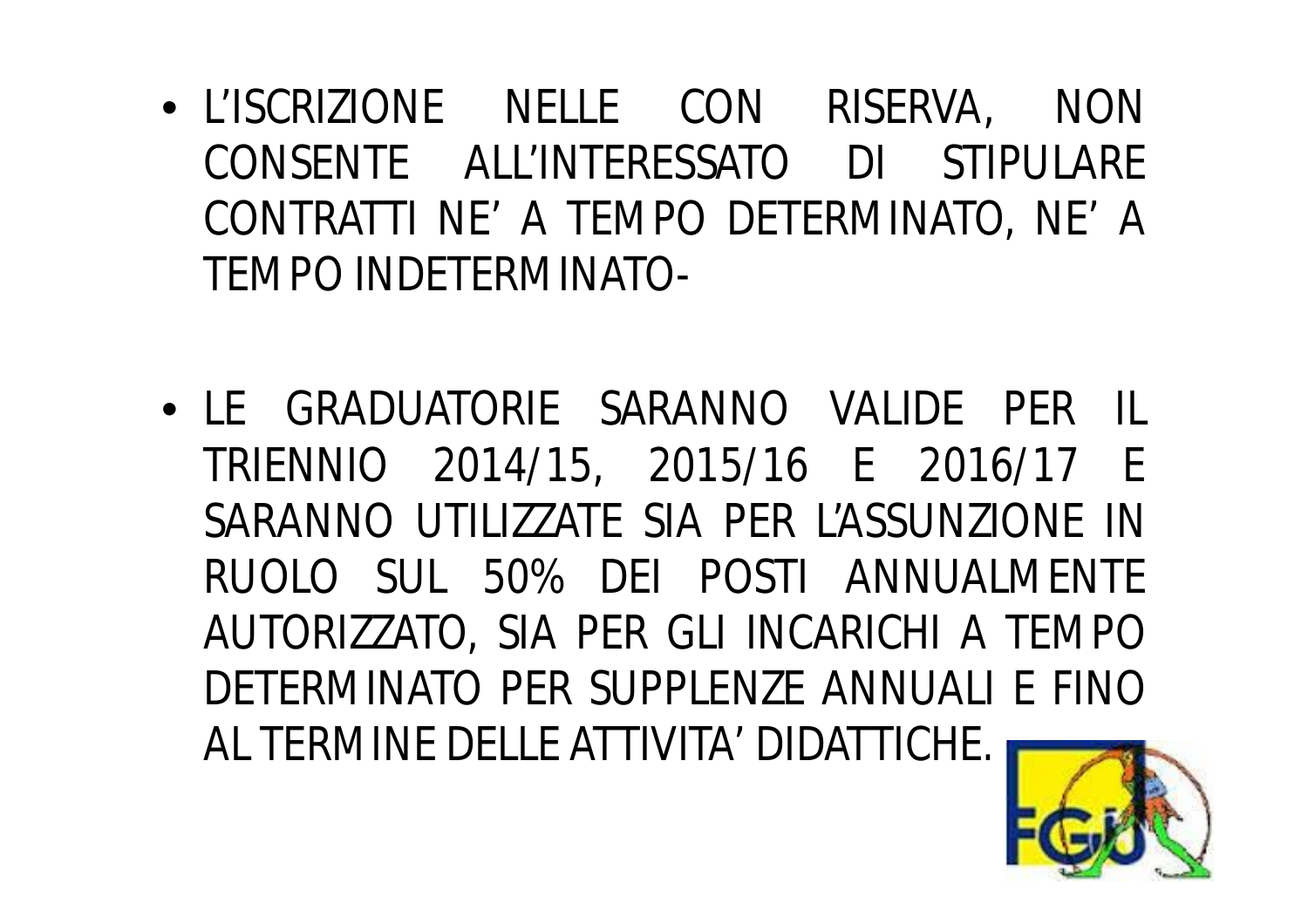- L'ISCRIZIONE NELLE CON RISERVA, NON CONSENTE ALL'INTERESSATO DI STIPULARE CONTRATTI NE' A TEMPO DETERMINATO, NE' A TEMPO INDETERMINATO-

- LE GRADUATORIE SARANNO VALIDE PER IL TRIENNIO 2014/15, 2015/16 E 2016/17 E SARANNO UTILIZZATE SIA PER L'ASSUNZIONE IN RUOLO SUL 50% DEI POSTI ANNUALMENTE AUTORIZZATO, SIA PER GLI INCARICHI A TEMPO DETERMINATO PER SUPPLENZE ANNUALI E FINO AL TERMINE DELLE ATTIVITA' DIDATTICHE.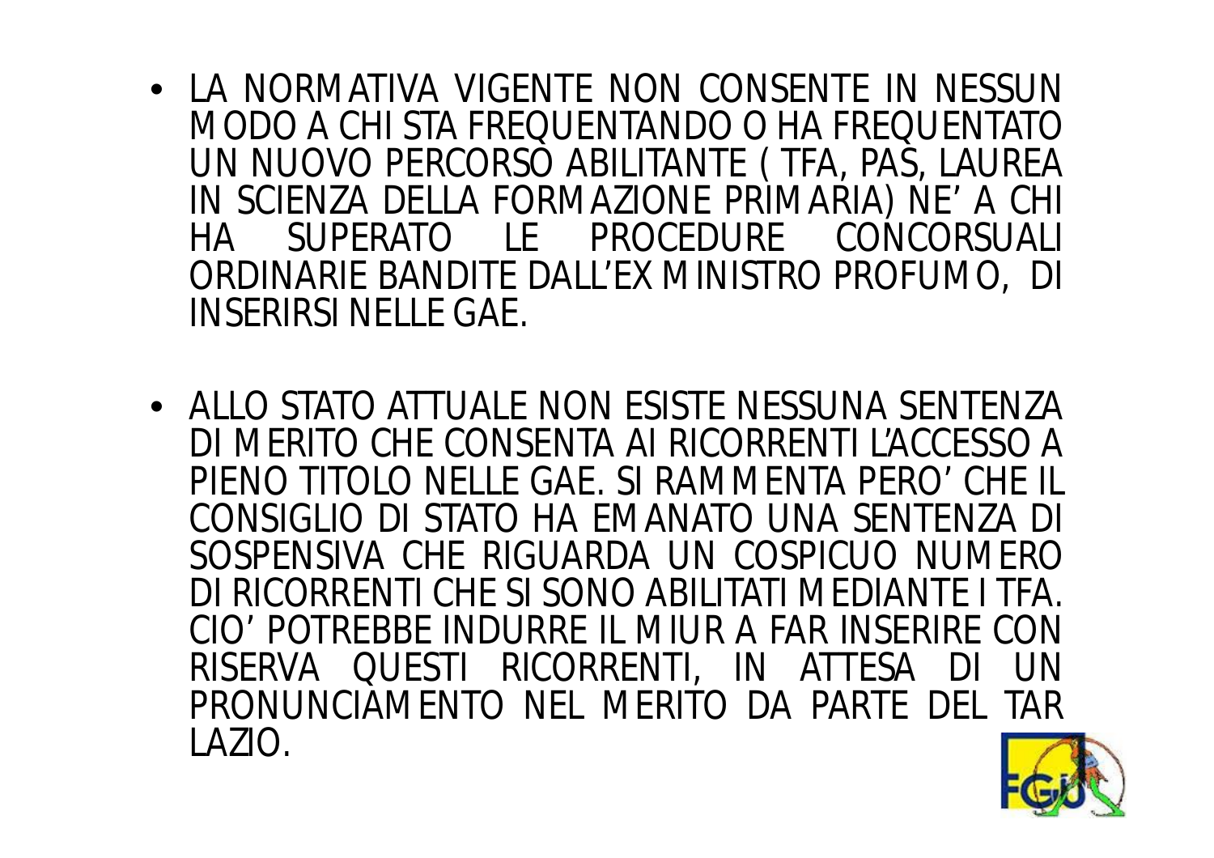- LA NORMATIVA VIGENTE NON CONSENTE IN NESSUN MODO A CHI STA FREQUENTANDO O HA FREQUENTATO UN NUOVO PERCORSO ABILITANTE ( TFA, PAS, LAUREA IN SCIENZA DELLA FORMAZIONE PRIMARIA) NE' A CHI HA SUPERATO LE PROCEDURE CONCORSUALI ORDINARIE BANDITE DALL'EX MINISTRO PROFUMO, DI INSERIRSI NELLE GAE.

- ALLO STATO ATTUALE NON ESISTE NESSUNA SENTENZA DI MERITO CHE CONSENTA AI RICORRENTI L'ACCESSO A PIENO TITOLO NELLE GAE. SI RAMMENTA PERO' CHE IL CONSIGLIO DI STATO HA EMANATO UNA SENTENZA DI SOSPENSIVA CHE RIGUARDA UN COSPICUO NUMERO DI RICORRENTI CHE SI SONO ABILITATI MEDIANTE I TFA. CIO' POTREBBE INDURRE IL MIUR A FAR INSERIRE CON RISERVA QUESTI RICORRENTI, IN ATTESA DI UN PRONUNCIAMENTO NEL MERITO DA PARTE DEL TAR LAZIO.